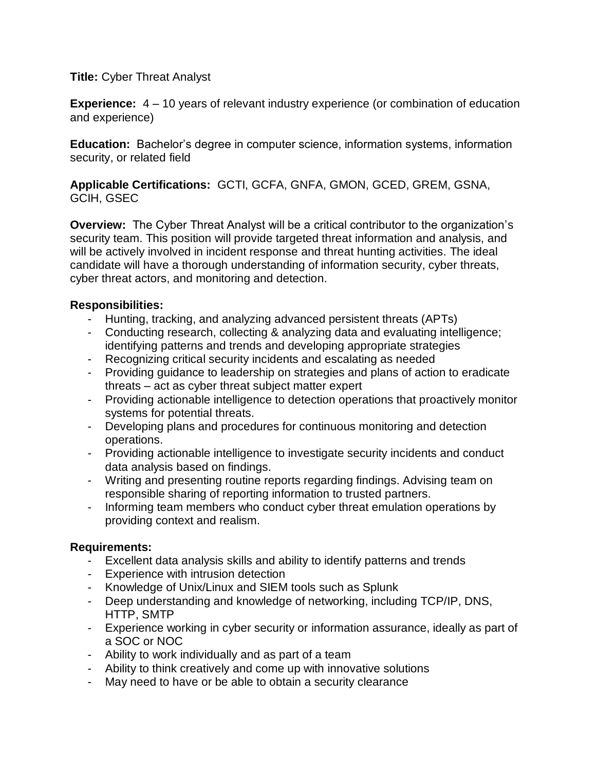**Title:** Cyber Threat Analyst

**Experience:** 4 – 10 years of relevant industry experience (or combination of education and experience)

**Education:** Bachelor's degree in computer science, information systems, information security, or related field

**Applicable Certifications:** GCTI, GCFA, GNFA, GMON, GCED, GREM, GSNA, GCIH, GSEC

**Overview:** The Cyber Threat Analyst will be a critical contributor to the organization's security team. This position will provide targeted threat information and analysis, and will be actively involved in incident response and threat hunting activities. The ideal candidate will have a thorough understanding of information security, cyber threats, cyber threat actors, and monitoring and detection.

**Responsibilities:**

- Hunting, tracking, and analyzing advanced persistent threats (APTs)
- Conducting research, collecting & analyzing data and evaluating intelligence; identifying patterns and trends and developing appropriate strategies
- Recognizing critical security incidents and escalating as needed
- Providing guidance to leadership on strategies and plans of action to eradicate threats – act as cyber threat subject matter expert
- Providing actionable intelligence to detection operations that proactively monitor systems for potential threats.
- Developing plans and procedures for continuous monitoring and detection operations.
- Providing actionable intelligence to investigate security incidents and conduct data analysis based on findings.
- Writing and presenting routine reports regarding findings. Advising team on responsible sharing of reporting information to trusted partners.
- Informing team members who conduct cyber threat emulation operations by providing context and realism.

**Requirements:**

- Excellent data analysis skills and ability to identify patterns and trends
- Experience with intrusion detection
- Knowledge of Unix/Linux and SIEM tools such as Splunk
- Deep understanding and knowledge of networking, including TCP/IP, DNS, HTTP, SMTP
- Experience working in cyber security or information assurance, ideally as part of a SOC or NOC
- Ability to work individually and as part of a team
- Ability to think creatively and come up with innovative solutions
- May need to have or be able to obtain a security clearance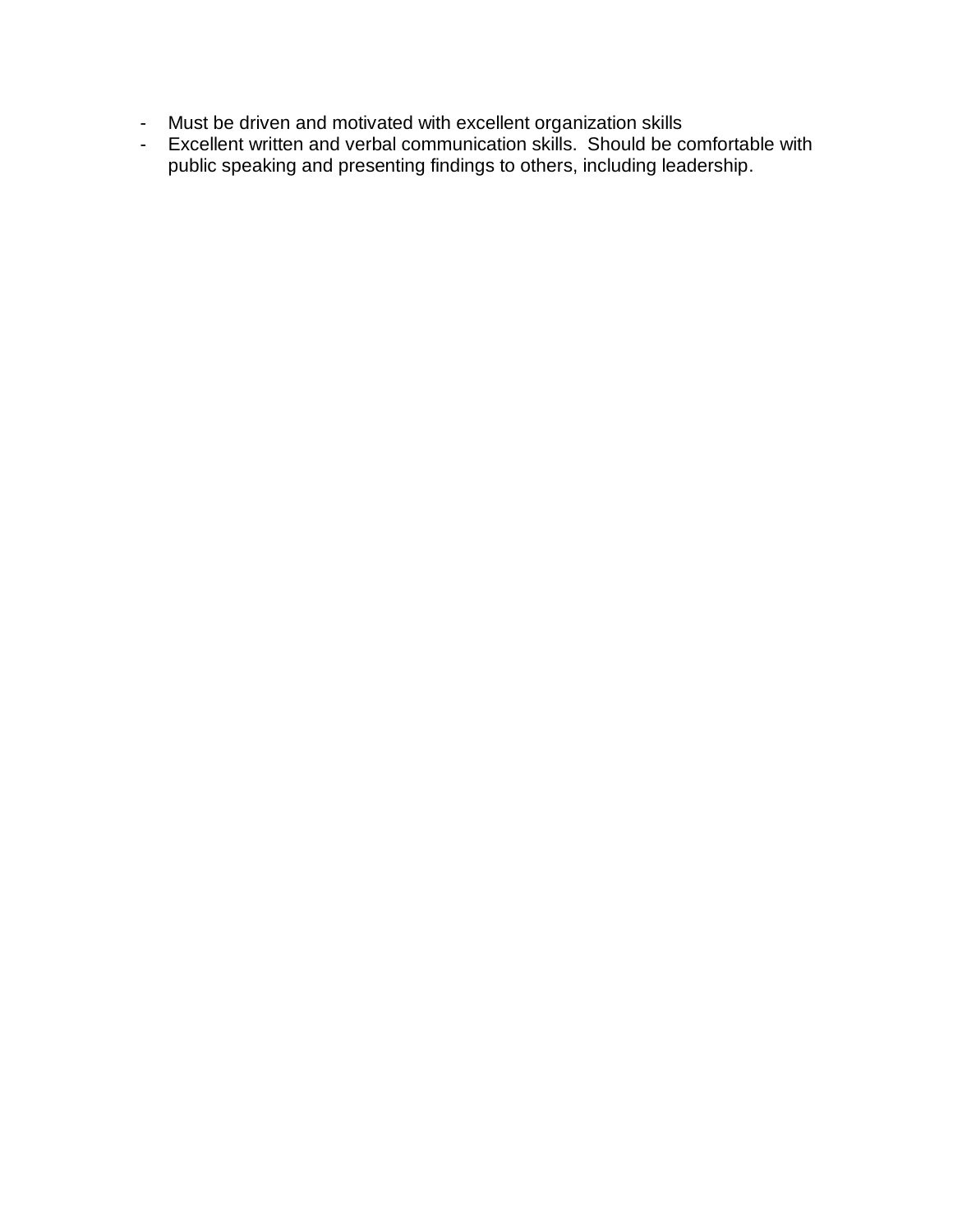- Must be driven and motivated with excellent organization skills
- Excellent written and verbal communication skills.  Should be comfortable with public speaking and presenting findings to others, including leadership.